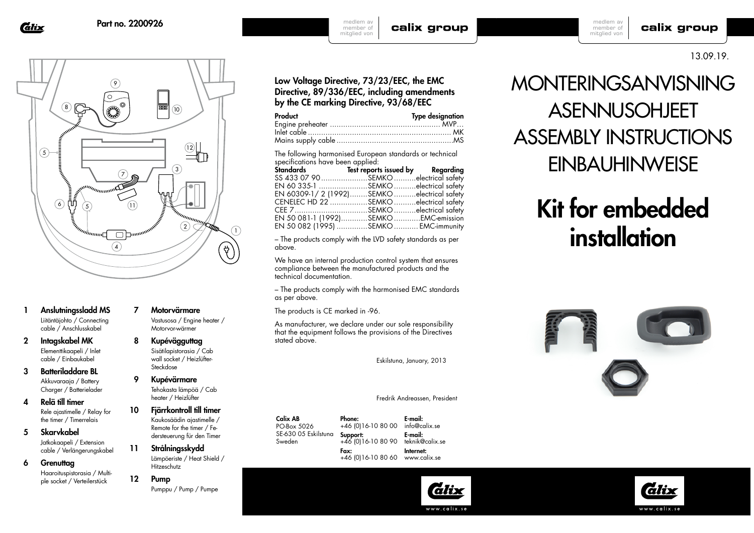Part no. 2200926

1. **Anslutningssladd MS**
   Liitäntäjohto / Connecting cable / Anschlusskabel
2. **Intagskabel MK**
   Elementtikaapeli / Inlet cable / Einbaukabel
3. **Batteriladdare BL**
   Akkuvaraaja / Battery Charger / Batterielader
4. **Relä till timer**
   Rele ajastimelle / Relay for the timer / Timerrelais
5. **Skarvkabel**
   Jatkokaapeli / Extension cable / Verlängerungskabel
6. **Grenuttag**
   Haaroituspistorasia / Multiple socket / Verteilerstück
7. **Motorvärmare**
   Vastusosa / Engine heater / Motorvor-wärmer
8. **Kupéväggutag**
   Sisätilapistorasia / Cab wall socket / Heizlüfter-Steckdose
9. **Kupévärmare**
   Tehokasta lämpöä / Cab heater / Heizlüfter
10. **Fjärrkontroll till timer**
    Kaukosäädin ajastimelle / Remote for the timer / Fernsteuerung für den Timer
11. **Strålningsskydd**
    Lämpöeriste / Heat Shield / Hitzeschutz
12. **Pump**
    Pumppu / Pump / Pumpe

**Low Voltage Directive, 73/23/EEC, the EMC Directive, 89/336/EEC, including amendments by the CE marking Directive, 93/68/EEC**

| Product | Type designation |
|---|---|
| Engine preheater | MVP... |
| Inlet cable | MK |
| Mains supply cable | MS |

The following harmonised European standards or technical specifications have been applied:

| Standards | Test reports issued by | Regarding |
|---|---|---|
| SS 433 07 90 | SEMKO | electrical safety |
| EN 60 335-1 | SEMKO | electrical safety |
| EN 60309-1/ 2 (1992) | SEMKO | electrical safety |
| CENELEC HD 22 | SEMKO | electrical safety |
| CEE 7 | SEMKO | electrical safety |
| EN 50 081-1 (1992) | SEMKO | EMC-emission |
| EN 50 082 (1995) | SEMKO | EMC-immunity |

– The products comply with the LVD safety standards as per above.

We have an internal production control system that ensures compliance between the manufactured products and the technical documentation.

– The products comply with the harmonised EMC standards as per above.

The products is CE marked in -96.

As manufacturer, we declare under our sole responsibility that the equipment follows the provisions of the Directives stated above.

Eskilstuna, January, 2013

Fredrik Andreassen, President

**Calix AB**
PO-Box 5026
SE-630 05 Eskilstuna
Sweden

**Phone:**
+46 (0)16-10 80 00
**Support:**
+46 (0)16-10 80 90
**Fax:**
+46 (0)16-10 80 60

**E-mail:**
info@calix.se
**E-mail:**
teknik@calix.se
**Internet:**
www.calix.se

www.calix.se

13.09.19.

# MONTERINGSANVISNING
# ASENNUSOHJEET
# ASSEMBLY INSTRUCTIONS
# EINBAUHINWEISE

# Kit for embedded installation

www.calix.se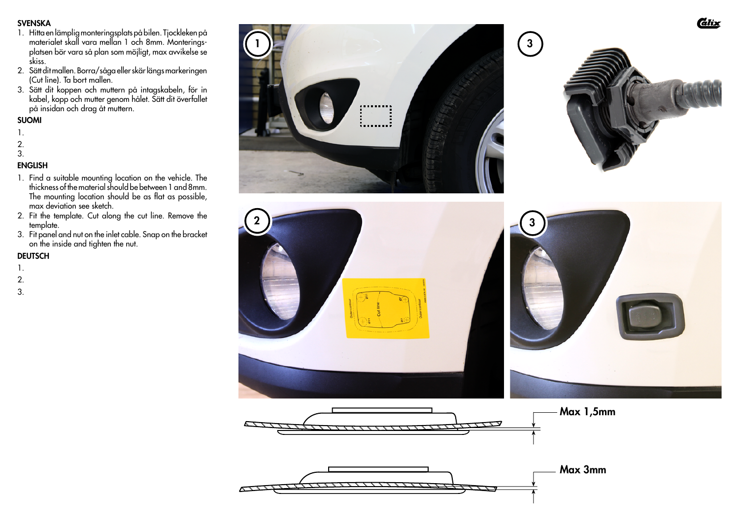**SVENSKA**

1. Hitta en lämplig monteringsplats på bilen. Tjockleken på materialet skall vara mellan 1 och 8mm. Monteringsplatsen bör vara så plan som möjligt, max avvikelse se skiss.
2. Sätt dit mallen. Borra/såga eller skär längs markeringen (Cut line). Ta bort mallen.
3. Sätt dit koppen och muttern på intagskabeln, för in kabel, kopp och mutter genom hålet. Sätt dit överfallet på insidan och drag åt muttern.

**SUOMI**

1.
2.
3.

**ENGLISH**

1. Find a suitable mounting location on the vehicle. The thickness of the material should be between 1 and 8mm. The mounting location should be as flat as possible, max deviation see sketch.
2. Fit the template. Cut along the cut line. Remove the template.
3. Fit panel and nut on the inlet cable. Snap on the bracket on the inside and tighten the nut.

**DEUTSCH**

1.
2.
3.

1

3

2

3

Max 1,5mm

Max 3mm